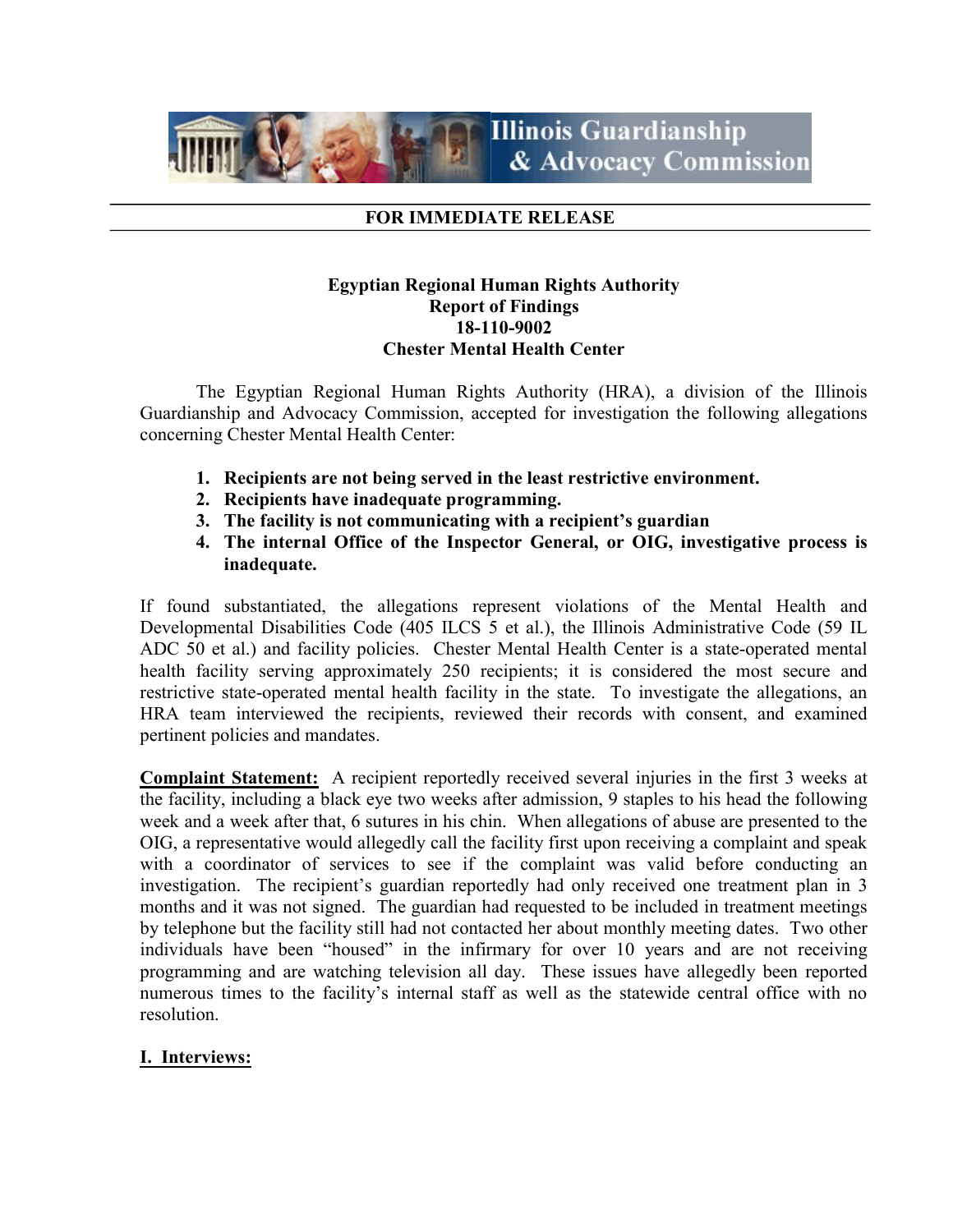Illinois Guardianship & Advocacy Commission

**FOR IMMEDIATE RELEASE**

**Egyptian Regional Human Rights Authority**
**Report of Findings**
**18-110-9002**
**Chester Mental Health Center**

The Egyptian Regional Human Rights Authority (HRA), a division of the Illinois Guardianship and Advocacy Commission, accepted for investigation the following allegations concerning Chester Mental Health Center:

1. **Recipients are not being served in the least restrictive environment.**
2. **Recipients have inadequate programming.**
3. **The facility is not communicating with a recipient's guardian**
4. **The internal Office of the Inspector General, or OIG, investigative process is inadequate.**

If found substantiated, the allegations represent violations of the Mental Health and Developmental Disabilities Code (405 ILCS 5 et al.), the Illinois Administrative Code (59 IL ADC 50 et al.) and facility policies. Chester Mental Health Center is a state-operated mental health facility serving approximately 250 recipients; it is considered the most secure and restrictive state-operated mental health facility in the state. To investigate the allegations, an HRA team interviewed the recipients, reviewed their records with consent, and examined pertinent policies and mandates.

**Complaint Statement:** A recipient reportedly received several injuries in the first 3 weeks at the facility, including a black eye two weeks after admission, 9 staples to his head the following week and a week after that, 6 sutures in his chin. When allegations of abuse are presented to the OIG, a representative would allegedly call the facility first upon receiving a complaint and speak with a coordinator of services to see if the complaint was valid before conducting an investigation. The recipient's guardian reportedly had only received one treatment plan in 3 months and it was not signed. The guardian had requested to be included in treatment meetings by telephone but the facility still had not contacted her about monthly meeting dates. Two other individuals have been "housed" in the infirmary for over 10 years and are not receiving programming and are watching television all day. These issues have allegedly been reported numerous times to the facility's internal staff as well as the statewide central office with no resolution.

## I. Interviews: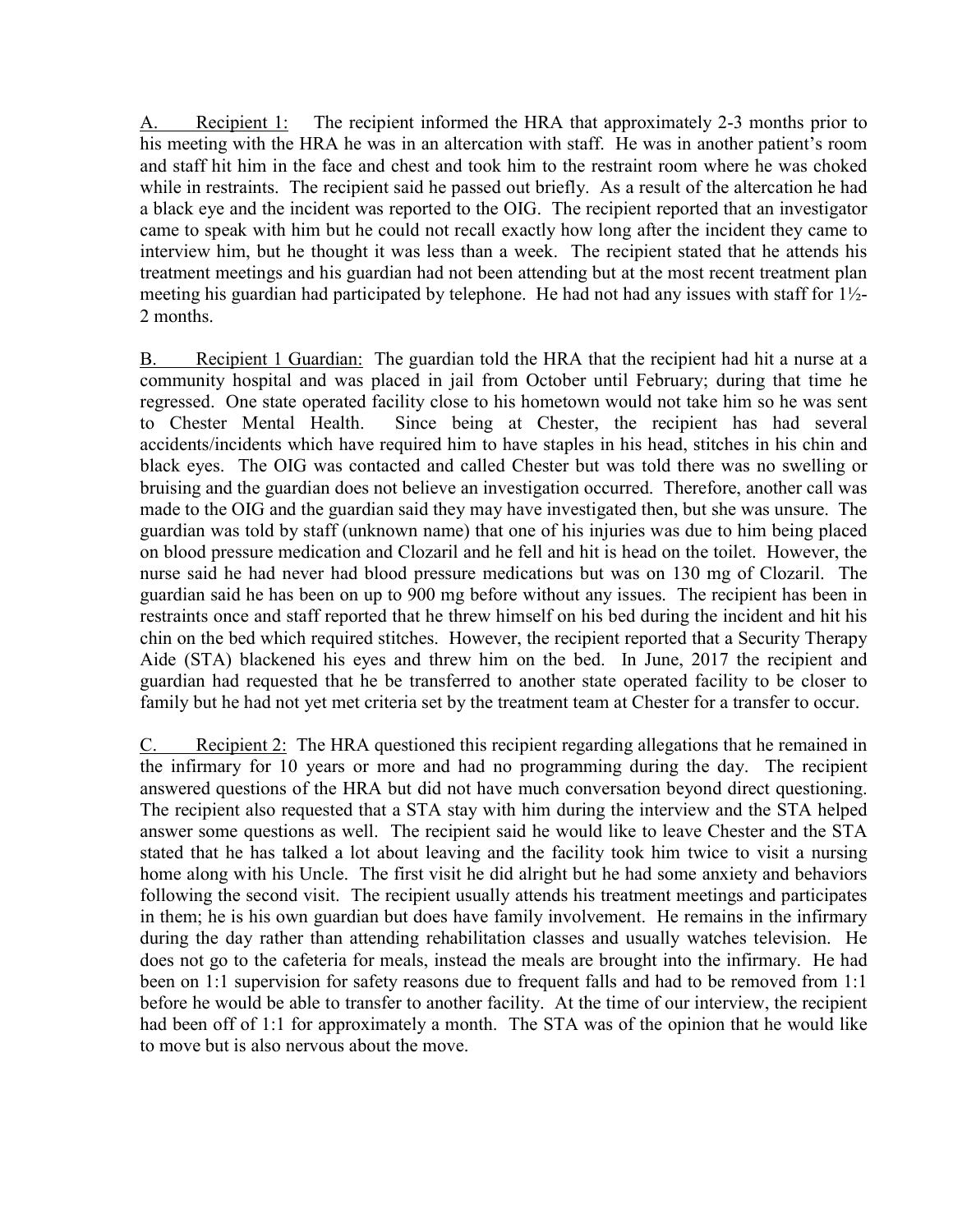A. Recipient 1: The recipient informed the HRA that approximately 2-3 months prior to his meeting with the HRA he was in an altercation with staff. He was in another patient's room and staff hit him in the face and chest and took him to the restraint room where he was choked while in restraints. The recipient said he passed out briefly. As a result of the altercation he had a black eye and the incident was reported to the OIG. The recipient reported that an investigator came to speak with him but he could not recall exactly how long after the incident they came to interview him, but he thought it was less than a week. The recipient stated that he attends his treatment meetings and his guardian had not been attending but at the most recent treatment plan meeting his guardian had participated by telephone. He had not had any issues with staff for 1½-2 months.

B. Recipient 1 Guardian: The guardian told the HRA that the recipient had hit a nurse at a community hospital and was placed in jail from October until February; during that time he regressed. One state operated facility close to his hometown would not take him so he was sent to Chester Mental Health. Since being at Chester, the recipient has had several accidents/incidents which have required him to have staples in his head, stitches in his chin and black eyes. The OIG was contacted and called Chester but was told there was no swelling or bruising and the guardian does not believe an investigation occurred. Therefore, another call was made to the OIG and the guardian said they may have investigated then, but she was unsure. The guardian was told by staff (unknown name) that one of his injuries was due to him being placed on blood pressure medication and Clozaril and he fell and hit is head on the toilet. However, the nurse said he had never had blood pressure medications but was on 130 mg of Clozaril. The guardian said he has been on up to 900 mg before without any issues. The recipient has been in restraints once and staff reported that he threw himself on his bed during the incident and hit his chin on the bed which required stitches. However, the recipient reported that a Security Therapy Aide (STA) blackened his eyes and threw him on the bed. In June, 2017 the recipient and guardian had requested that he be transferred to another state operated facility to be closer to family but he had not yet met criteria set by the treatment team at Chester for a transfer to occur.

C. Recipient 2: The HRA questioned this recipient regarding allegations that he remained in the infirmary for 10 years or more and had no programming during the day. The recipient answered questions of the HRA but did not have much conversation beyond direct questioning. The recipient also requested that a STA stay with him during the interview and the STA helped answer some questions as well. The recipient said he would like to leave Chester and the STA stated that he has talked a lot about leaving and the facility took him twice to visit a nursing home along with his Uncle. The first visit he did alright but he had some anxiety and behaviors following the second visit. The recipient usually attends his treatment meetings and participates in them; he is his own guardian but does have family involvement. He remains in the infirmary during the day rather than attending rehabilitation classes and usually watches television. He does not go to the cafeteria for meals, instead the meals are brought into the infirmary. He had been on 1:1 supervision for safety reasons due to frequent falls and had to be removed from 1:1 before he would be able to transfer to another facility. At the time of our interview, the recipient had been off of 1:1 for approximately a month. The STA was of the opinion that he would like to move but is also nervous about the move.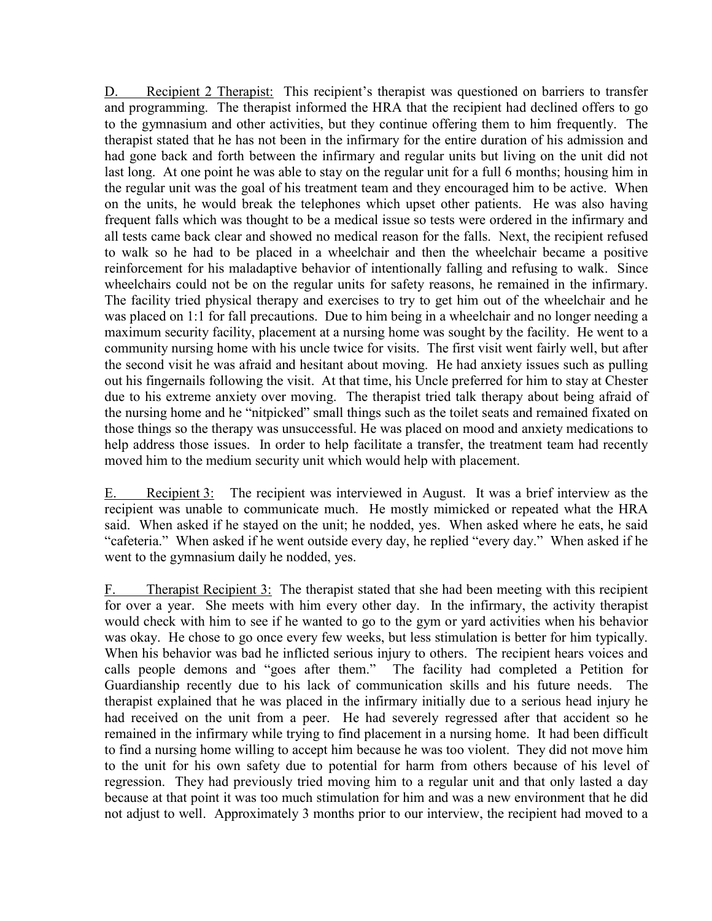D. <u>Recipient 2 Therapist:</u> This recipient's therapist was questioned on barriers to transfer and programming. The therapist informed the HRA that the recipient had declined offers to go to the gymnasium and other activities, but they continue offering them to him frequently. The therapist stated that he has not been in the infirmary for the entire duration of his admission and had gone back and forth between the infirmary and regular units but living on the unit did not last long. At one point he was able to stay on the regular unit for a full 6 months; housing him in the regular unit was the goal of his treatment team and they encouraged him to be active. When on the units, he would break the telephones which upset other patients. He was also having frequent falls which was thought to be a medical issue so tests were ordered in the infirmary and all tests came back clear and showed no medical reason for the falls. Next, the recipient refused to walk so he had to be placed in a wheelchair and then the wheelchair became a positive reinforcement for his maladaptive behavior of intentionally falling and refusing to walk. Since wheelchairs could not be on the regular units for safety reasons, he remained in the infirmary. The facility tried physical therapy and exercises to try to get him out of the wheelchair and he was placed on 1:1 for fall precautions. Due to him being in a wheelchair and no longer needing a maximum security facility, placement at a nursing home was sought by the facility. He went to a community nursing home with his uncle twice for visits. The first visit went fairly well, but after the second visit he was afraid and hesitant about moving. He had anxiety issues such as pulling out his fingernails following the visit. At that time, his Uncle preferred for him to stay at Chester due to his extreme anxiety over moving. The therapist tried talk therapy about being afraid of the nursing home and he "nitpicked" small things such as the toilet seats and remained fixated on those things so the therapy was unsuccessful. He was placed on mood and anxiety medications to help address those issues. In order to help facilitate a transfer, the treatment team had recently moved him to the medium security unit which would help with placement.

E. <u>Recipient 3:</u> The recipient was interviewed in August. It was a brief interview as the recipient was unable to communicate much. He mostly mimicked or repeated what the HRA said. When asked if he stayed on the unit; he nodded, yes. When asked where he eats, he said "cafeteria." When asked if he went outside every day, he replied "every day." When asked if he went to the gymnasium daily he nodded, yes.

F. <u>Therapist Recipient 3:</u> The therapist stated that she had been meeting with this recipient for over a year. She meets with him every other day. In the infirmary, the activity therapist would check with him to see if he wanted to go to the gym or yard activities when his behavior was okay. He chose to go once every few weeks, but less stimulation is better for him typically. When his behavior was bad he inflicted serious injury to others. The recipient hears voices and calls people demons and "goes after them." The facility had completed a Petition for Guardianship recently due to his lack of communication skills and his future needs. The therapist explained that he was placed in the infirmary initially due to a serious head injury he had received on the unit from a peer. He had severely regressed after that accident so he remained in the infirmary while trying to find placement in a nursing home. It had been difficult to find a nursing home willing to accept him because he was too violent. They did not move him to the unit for his own safety due to potential for harm from others because of his level of regression. They had previously tried moving him to a regular unit and that only lasted a day because at that point it was too much stimulation for him and was a new environment that he did not adjust to well. Approximately 3 months prior to our interview, the recipient had moved to a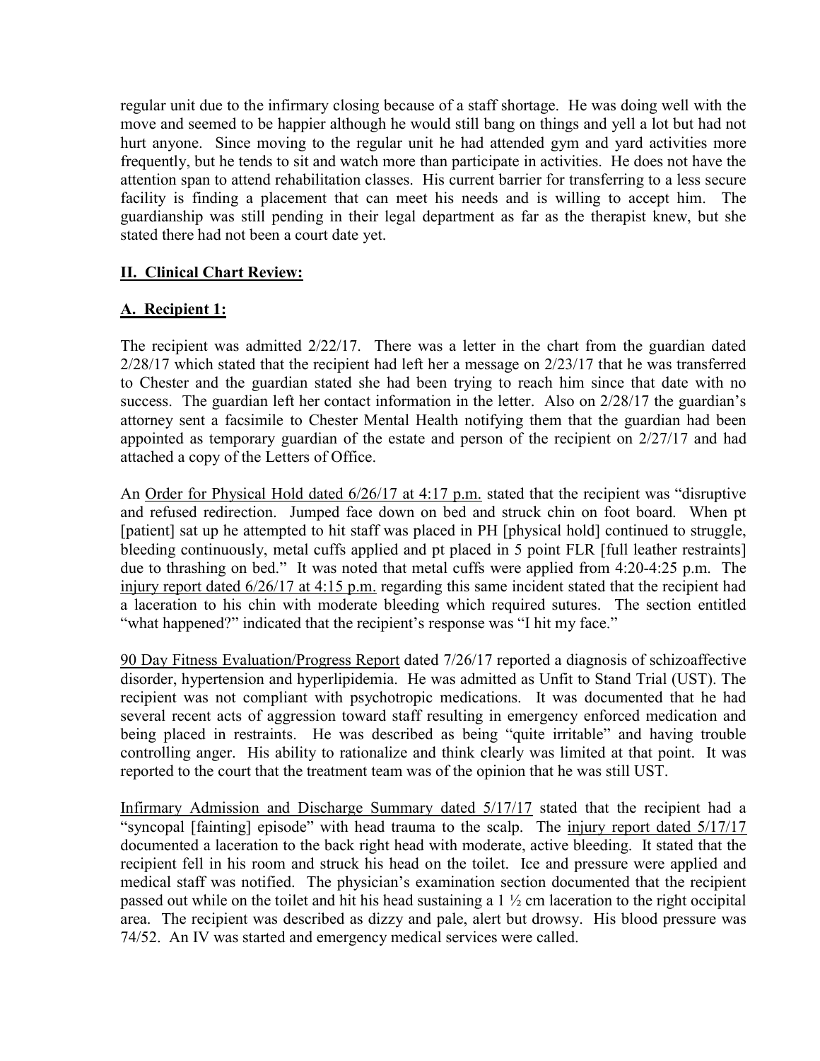regular unit due to the infirmary closing because of a staff shortage. He was doing well with the move and seemed to be happier although he would still bang on things and yell a lot but had not hurt anyone. Since moving to the regular unit he had attended gym and yard activities more frequently, but he tends to sit and watch more than participate in activities. He does not have the attention span to attend rehabilitation classes. His current barrier for transferring to a less secure facility is finding a placement that can meet his needs and is willing to accept him. The guardianship was still pending in their legal department as far as the therapist knew, but she stated there had not been a court date yet.

## II. Clinical Chart Review:

### A. Recipient 1:

The recipient was admitted 2/22/17. There was a letter in the chart from the guardian dated 2/28/17 which stated that the recipient had left her a message on 2/23/17 that he was transferred to Chester and the guardian stated she had been trying to reach him since that date with no success. The guardian left her contact information in the letter. Also on 2/28/17 the guardian's attorney sent a facsimile to Chester Mental Health notifying them that the guardian had been appointed as temporary guardian of the estate and person of the recipient on 2/27/17 and had attached a copy of the Letters of Office.

An Order for Physical Hold dated 6/26/17 at 4:17 p.m. stated that the recipient was "disruptive and refused redirection. Jumped face down on bed and struck chin on foot board. When pt [patient] sat up he attempted to hit staff was placed in PH [physical hold] continued to struggle, bleeding continuously, metal cuffs applied and pt placed in 5 point FLR [full leather restraints] due to thrashing on bed." It was noted that metal cuffs were applied from 4:20-4:25 p.m. The injury report dated 6/26/17 at 4:15 p.m. regarding this same incident stated that the recipient had a laceration to his chin with moderate bleeding which required sutures. The section entitled "what happened?" indicated that the recipient's response was "I hit my face."

90 Day Fitness Evaluation/Progress Report dated 7/26/17 reported a diagnosis of schizoaffective disorder, hypertension and hyperlipidemia. He was admitted as Unfit to Stand Trial (UST). The recipient was not compliant with psychotropic medications. It was documented that he had several recent acts of aggression toward staff resulting in emergency enforced medication and being placed in restraints. He was described as being "quite irritable" and having trouble controlling anger. His ability to rationalize and think clearly was limited at that point. It was reported to the court that the treatment team was of the opinion that he was still UST.

Infirmary Admission and Discharge Summary dated 5/17/17 stated that the recipient had a "syncopal [fainting] episode" with head trauma to the scalp. The injury report dated 5/17/17 documented a laceration to the back right head with moderate, active bleeding. It stated that the recipient fell in his room and struck his head on the toilet. Ice and pressure were applied and medical staff was notified. The physician's examination section documented that the recipient passed out while on the toilet and hit his head sustaining a 1 ½ cm laceration to the right occipital area. The recipient was described as dizzy and pale, alert but drowsy. His blood pressure was 74/52. An IV was started and emergency medical services were called.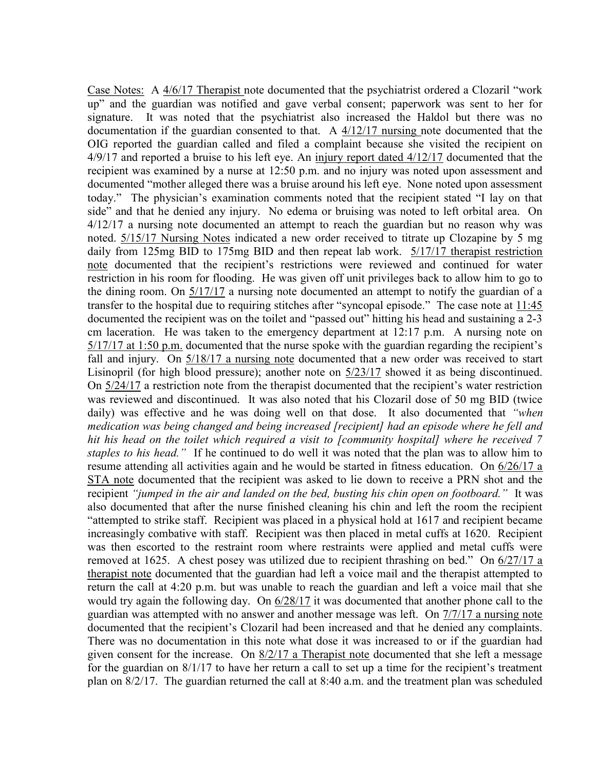Case Notes: A 4/6/17 Therapist note documented that the psychiatrist ordered a Clozaril "work up" and the guardian was notified and gave verbal consent; paperwork was sent to her for signature. It was noted that the psychiatrist also increased the Haldol but there was no documentation if the guardian consented to that. A 4/12/17 nursing note documented that the OIG reported the guardian called and filed a complaint because she visited the recipient on 4/9/17 and reported a bruise to his left eye. An injury report dated 4/12/17 documented that the recipient was examined by a nurse at 12:50 p.m. and no injury was noted upon assessment and documented "mother alleged there was a bruise around his left eye. None noted upon assessment today." The physician's examination comments noted that the recipient stated "I lay on that side" and that he denied any injury. No edema or bruising was noted to left orbital area. On 4/12/17 a nursing note documented an attempt to reach the guardian but no reason why was noted. 5/15/17 Nursing Notes indicated a new order received to titrate up Clozapine by 5 mg daily from 125mg BID to 175mg BID and then repeat lab work. 5/17/17 therapist restriction note documented that the recipient's restrictions were reviewed and continued for water restriction in his room for flooding. He was given off unit privileges back to allow him to go to the dining room. On 5/17/17 a nursing note documented an attempt to notify the guardian of a transfer to the hospital due to requiring stitches after "syncopal episode." The case note at 11:45 documented the recipient was on the toilet and "passed out" hitting his head and sustaining a 2-3 cm laceration. He was taken to the emergency department at 12:17 p.m. A nursing note on 5/17/17 at 1:50 p.m. documented that the nurse spoke with the guardian regarding the recipient's fall and injury. On 5/18/17 a nursing note documented that a new order was received to start Lisinopril (for high blood pressure); another note on 5/23/17 showed it as being discontinued. On 5/24/17 a restriction note from the therapist documented that the recipient's water restriction was reviewed and discontinued. It was also noted that his Clozaril dose of 50 mg BID (twice daily) was effective and he was doing well on that dose. It also documented that *"when medication was being changed and being increased [recipient] had an episode where he fell and hit his head on the toilet which required a visit to [community hospital] where he received 7 staples to his head."* If he continued to do well it was noted that the plan was to allow him to resume attending all activities again and he would be started in fitness education. On 6/26/17 a STA note documented that the recipient was asked to lie down to receive a PRN shot and the recipient *"jumped in the air and landed on the bed, busting his chin open on footboard."* It was also documented that after the nurse finished cleaning his chin and left the room the recipient "attempted to strike staff. Recipient was placed in a physical hold at 1617 and recipient became increasingly combative with staff. Recipient was then placed in metal cuffs at 1620. Recipient was then escorted to the restraint room where restraints were applied and metal cuffs were removed at 1625. A chest posey was utilized due to recipient thrashing on bed." On 6/27/17 a therapist note documented that the guardian had left a voice mail and the therapist attempted to return the call at 4:20 p.m. but was unable to reach the guardian and left a voice mail that she would try again the following day. On 6/28/17 it was documented that another phone call to the guardian was attempted with no answer and another message was left. On 7/7/17 a nursing note documented that the recipient's Clozaril had been increased and that he denied any complaints. There was no documentation in this note what dose it was increased to or if the guardian had given consent for the increase. On 8/2/17 a Therapist note documented that she left a message for the guardian on 8/1/17 to have her return a call to set up a time for the recipient's treatment plan on 8/2/17. The guardian returned the call at 8:40 a.m. and the treatment plan was scheduled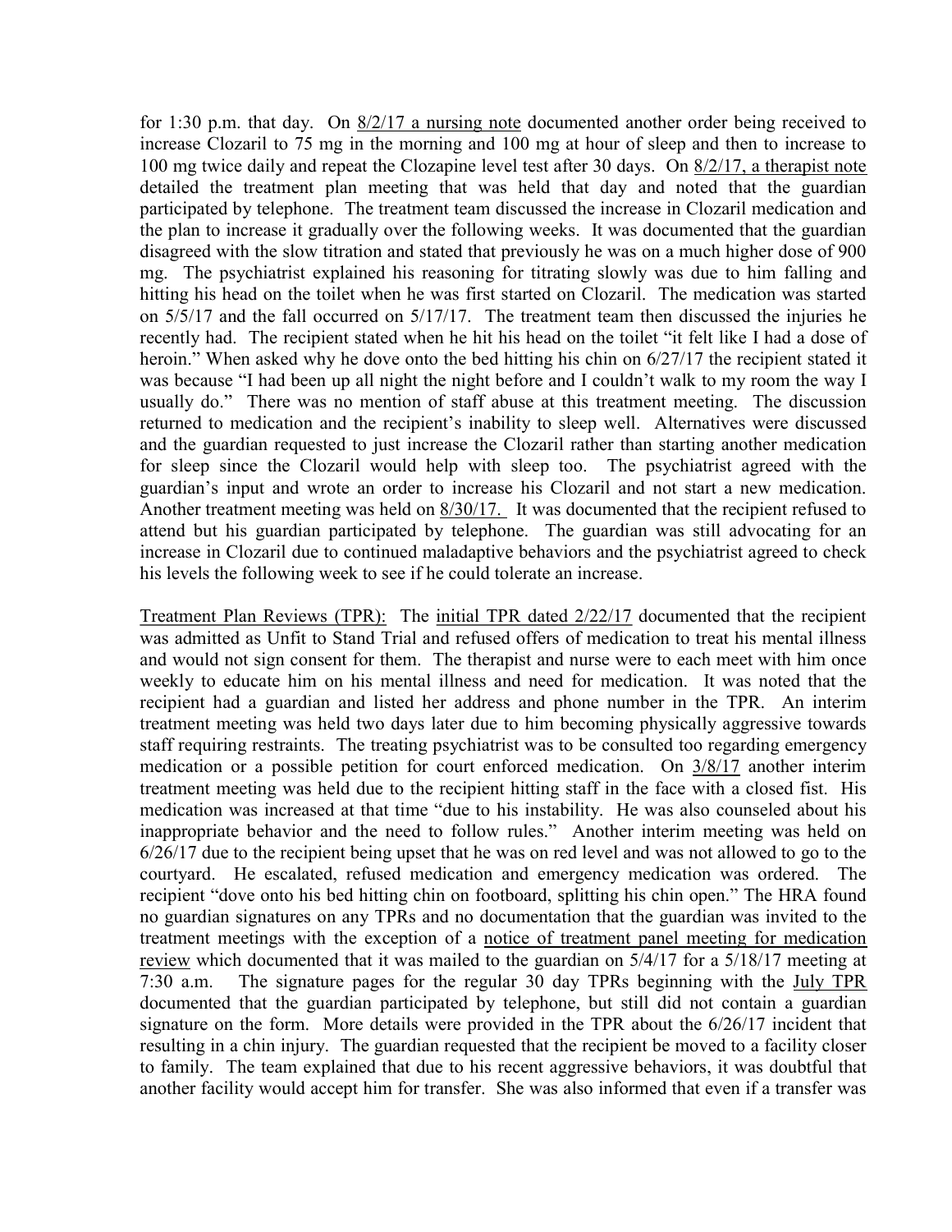for 1:30 p.m. that day. On 8/2/17 a nursing note documented another order being received to increase Clozaril to 75 mg in the morning and 100 mg at hour of sleep and then to increase to 100 mg twice daily and repeat the Clozapine level test after 30 days. On 8/2/17, a therapist note detailed the treatment plan meeting that was held that day and noted that the guardian participated by telephone. The treatment team discussed the increase in Clozaril medication and the plan to increase it gradually over the following weeks. It was documented that the guardian disagreed with the slow titration and stated that previously he was on a much higher dose of 900 mg. The psychiatrist explained his reasoning for titrating slowly was due to him falling and hitting his head on the toilet when he was first started on Clozaril. The medication was started on 5/5/17 and the fall occurred on 5/17/17. The treatment team then discussed the injuries he recently had. The recipient stated when he hit his head on the toilet "it felt like I had a dose of heroin." When asked why he dove onto the bed hitting his chin on 6/27/17 the recipient stated it was because "I had been up all night the night before and I couldn't walk to my room the way I usually do." There was no mention of staff abuse at this treatment meeting. The discussion returned to medication and the recipient's inability to sleep well. Alternatives were discussed and the guardian requested to just increase the Clozaril rather than starting another medication for sleep since the Clozaril would help with sleep too. The psychiatrist agreed with the guardian's input and wrote an order to increase his Clozaril and not start a new medication. Another treatment meeting was held on 8/30/17. It was documented that the recipient refused to attend but his guardian participated by telephone. The guardian was still advocating for an increase in Clozaril due to continued maladaptive behaviors and the psychiatrist agreed to check his levels the following week to see if he could tolerate an increase.

Treatment Plan Reviews (TPR): The initial TPR dated 2/22/17 documented that the recipient was admitted as Unfit to Stand Trial and refused offers of medication to treat his mental illness and would not sign consent for them. The therapist and nurse were to each meet with him once weekly to educate him on his mental illness and need for medication. It was noted that the recipient had a guardian and listed her address and phone number in the TPR. An interim treatment meeting was held two days later due to him becoming physically aggressive towards staff requiring restraints. The treating psychiatrist was to be consulted too regarding emergency medication or a possible petition for court enforced medication. On 3/8/17 another interim treatment meeting was held due to the recipient hitting staff in the face with a closed fist. His medication was increased at that time "due to his instability. He was also counseled about his inappropriate behavior and the need to follow rules." Another interim meeting was held on 6/26/17 due to the recipient being upset that he was on red level and was not allowed to go to the courtyard. He escalated, refused medication and emergency medication was ordered. The recipient "dove onto his bed hitting chin on footboard, splitting his chin open." The HRA found no guardian signatures on any TPRs and no documentation that the guardian was invited to the treatment meetings with the exception of a notice of treatment panel meeting for medication review which documented that it was mailed to the guardian on 5/4/17 for a 5/18/17 meeting at 7:30 a.m. The signature pages for the regular 30 day TPRs beginning with the July TPR documented that the guardian participated by telephone, but still did not contain a guardian signature on the form. More details were provided in the TPR about the 6/26/17 incident that resulting in a chin injury. The guardian requested that the recipient be moved to a facility closer to family. The team explained that due to his recent aggressive behaviors, it was doubtful that another facility would accept him for transfer. She was also informed that even if a transfer was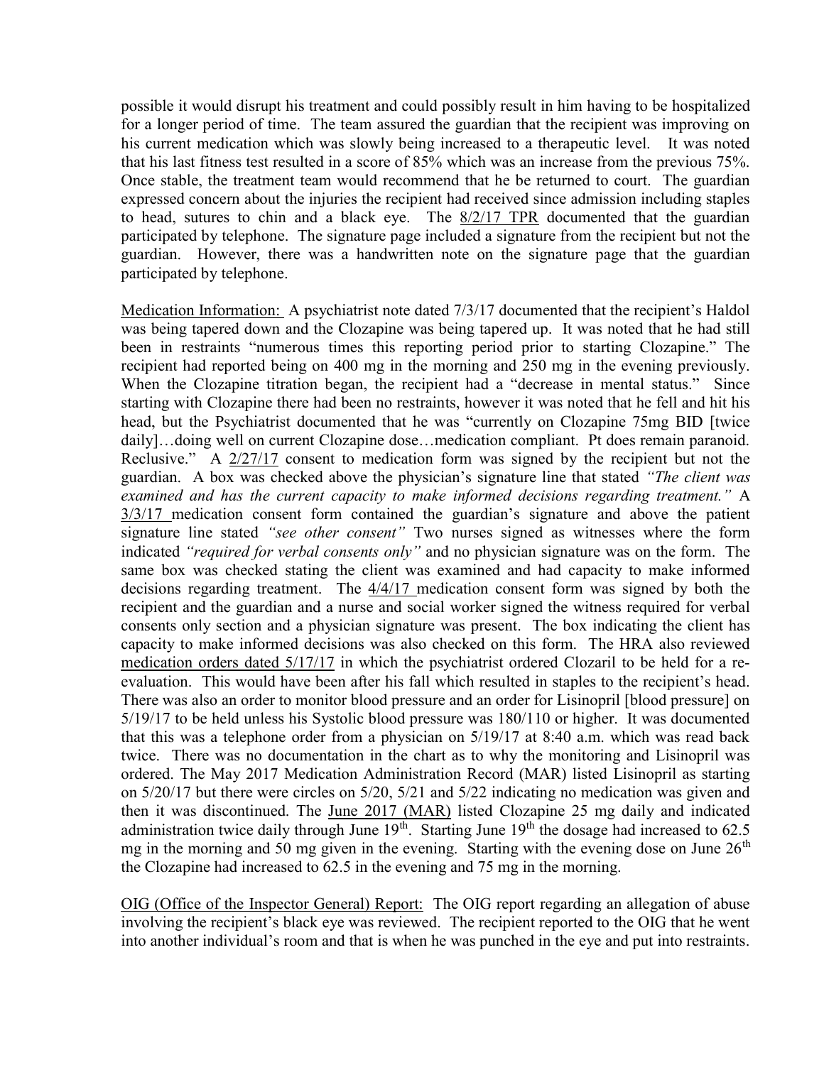possible it would disrupt his treatment and could possibly result in him having to be hospitalized for a longer period of time. The team assured the guardian that the recipient was improving on his current medication which was slowly being increased to a therapeutic level. It was noted that his last fitness test resulted in a score of 85% which was an increase from the previous 75%. Once stable, the treatment team would recommend that he be returned to court. The guardian expressed concern about the injuries the recipient had received since admission including staples to head, sutures to chin and a black eye. The 8/2/17 TPR documented that the guardian participated by telephone. The signature page included a signature from the recipient but not the guardian. However, there was a handwritten note on the signature page that the guardian participated by telephone.

Medication Information: A psychiatrist note dated 7/3/17 documented that the recipient's Haldol was being tapered down and the Clozapine was being tapered up. It was noted that he had still been in restraints "numerous times this reporting period prior to starting Clozapine." The recipient had reported being on 400 mg in the morning and 250 mg in the evening previously. When the Clozapine titration began, the recipient had a "decrease in mental status." Since starting with Clozapine there had been no restraints, however it was noted that he fell and hit his head, but the Psychiatrist documented that he was "currently on Clozapine 75mg BID [twice daily]…doing well on current Clozapine dose…medication compliant. Pt does remain paranoid. Reclusive." A 2/27/17 consent to medication form was signed by the recipient but not the guardian. A box was checked above the physician's signature line that stated *"The client was examined and has the current capacity to make informed decisions regarding treatment."* A 3/3/17 medication consent form contained the guardian's signature and above the patient signature line stated *"see other consent"* Two nurses signed as witnesses where the form indicated *"required for verbal consents only"* and no physician signature was on the form. The same box was checked stating the client was examined and had capacity to make informed decisions regarding treatment. The 4/4/17 medication consent form was signed by both the recipient and the guardian and a nurse and social worker signed the witness required for verbal consents only section and a physician signature was present. The box indicating the client has capacity to make informed decisions was also checked on this form. The HRA also reviewed medication orders dated 5/17/17 in which the psychiatrist ordered Clozaril to be held for a re-evaluation. This would have been after his fall which resulted in staples to the recipient's head. There was also an order to monitor blood pressure and an order for Lisinopril [blood pressure] on 5/19/17 to be held unless his Systolic blood pressure was 180/110 or higher. It was documented that this was a telephone order from a physician on 5/19/17 at 8:40 a.m. which was read back twice. There was no documentation in the chart as to why the monitoring and Lisinopril was ordered. The May 2017 Medication Administration Record (MAR) listed Lisinopril as starting on 5/20/17 but there were circles on 5/20, 5/21 and 5/22 indicating no medication was given and then it was discontinued. The June 2017 (MAR) listed Clozapine 25 mg daily and indicated administration twice daily through June 19th. Starting June 19th the dosage had increased to 62.5 mg in the morning and 50 mg given in the evening. Starting with the evening dose on June 26th the Clozapine had increased to 62.5 in the evening and 75 mg in the morning.

OIG (Office of the Inspector General) Report: The OIG report regarding an allegation of abuse involving the recipient's black eye was reviewed. The recipient reported to the OIG that he went into another individual's room and that is when he was punched in the eye and put into restraints.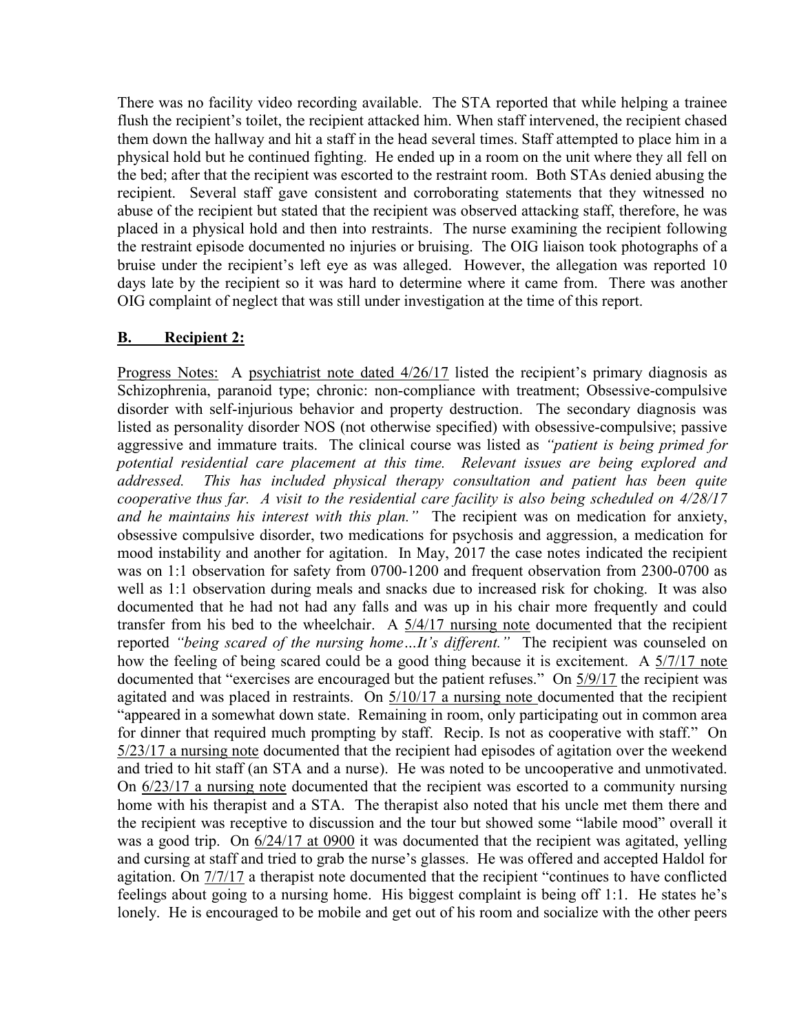There was no facility video recording available. The STA reported that while helping a trainee flush the recipient's toilet, the recipient attacked him. When staff intervened, the recipient chased them down the hallway and hit a staff in the head several times. Staff attempted to place him in a physical hold but he continued fighting. He ended up in a room on the unit where they all fell on the bed; after that the recipient was escorted to the restraint room. Both STAs denied abusing the recipient. Several staff gave consistent and corroborating statements that they witnessed no abuse of the recipient but stated that the recipient was observed attacking staff, therefore, he was placed in a physical hold and then into restraints. The nurse examining the recipient following the restraint episode documented no injuries or bruising. The OIG liaison took photographs of a bruise under the recipient's left eye as was alleged. However, the allegation was reported 10 days late by the recipient so it was hard to determine where it came from. There was another OIG complaint of neglect that was still under investigation at the time of this report.

## B. Recipient 2:

Progress Notes: A psychiatrist note dated 4/26/17 listed the recipient's primary diagnosis as Schizophrenia, paranoid type; chronic: non-compliance with treatment; Obsessive-compulsive disorder with self-injurious behavior and property destruction. The secondary diagnosis was listed as personality disorder NOS (not otherwise specified) with obsessive-compulsive; passive aggressive and immature traits. The clinical course was listed as *"patient is being primed for potential residential care placement at this time. Relevant issues are being explored and addressed. This has included physical therapy consultation and patient has been quite cooperative thus far. A visit to the residential care facility is also being scheduled on 4/28/17 and he maintains his interest with this plan."* The recipient was on medication for anxiety, obsessive compulsive disorder, two medications for psychosis and aggression, a medication for mood instability and another for agitation. In May, 2017 the case notes indicated the recipient was on 1:1 observation for safety from 0700-1200 and frequent observation from 2300-0700 as well as 1:1 observation during meals and snacks due to increased risk for choking. It was also documented that he had not had any falls and was up in his chair more frequently and could transfer from his bed to the wheelchair. A 5/4/17 nursing note documented that the recipient reported *"being scared of the nursing home…It's different."* The recipient was counseled on how the feeling of being scared could be a good thing because it is excitement. A 5/7/17 note documented that "exercises are encouraged but the patient refuses." On 5/9/17 the recipient was agitated and was placed in restraints. On 5/10/17 a nursing note documented that the recipient "appeared in a somewhat down state. Remaining in room, only participating out in common area for dinner that required much prompting by staff. Recip. Is not as cooperative with staff." On 5/23/17 a nursing note documented that the recipient had episodes of agitation over the weekend and tried to hit staff (an STA and a nurse). He was noted to be uncooperative and unmotivated. On 6/23/17 a nursing note documented that the recipient was escorted to a community nursing home with his therapist and a STA. The therapist also noted that his uncle met them there and the recipient was receptive to discussion and the tour but showed some "labile mood" overall it was a good trip. On 6/24/17 at 0900 it was documented that the recipient was agitated, yelling and cursing at staff and tried to grab the nurse's glasses. He was offered and accepted Haldol for agitation. On 7/7/17 a therapist note documented that the recipient "continues to have conflicted feelings about going to a nursing home. His biggest complaint is being off 1:1. He states he's lonely. He is encouraged to be mobile and get out of his room and socialize with the other peers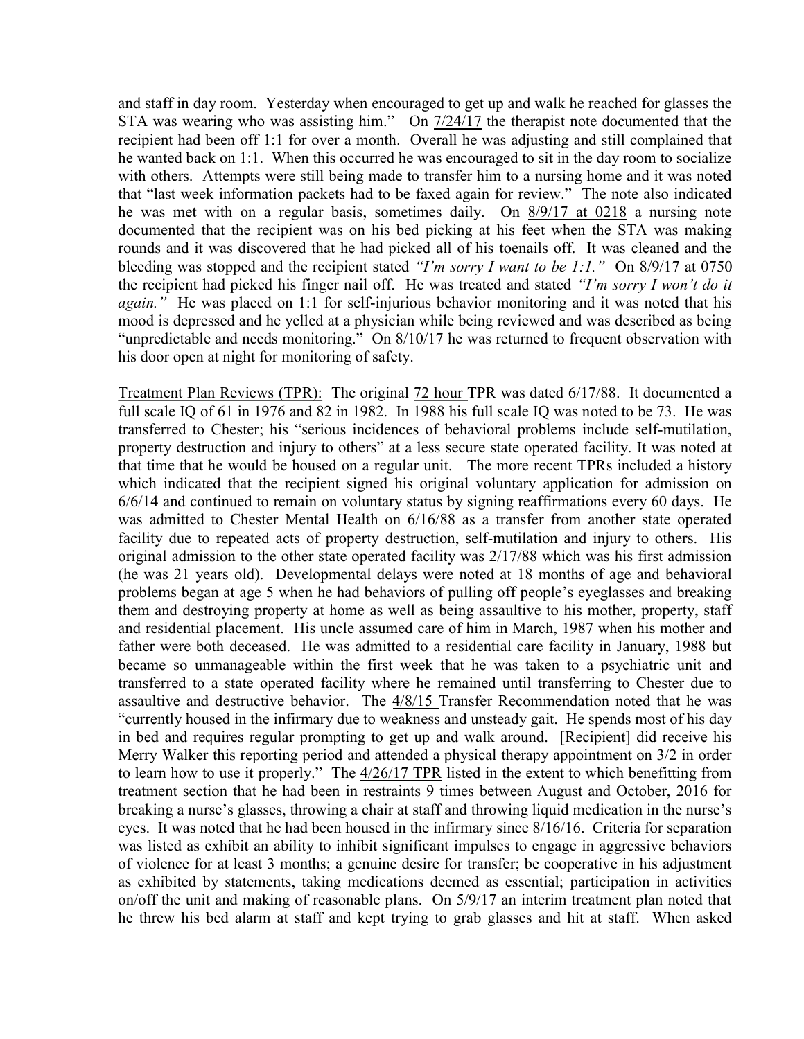and staff in day room. Yesterday when encouraged to get up and walk he reached for glasses the STA was wearing who was assisting him." On 7/24/17 the therapist note documented that the recipient had been off 1:1 for over a month. Overall he was adjusting and still complained that he wanted back on 1:1. When this occurred he was encouraged to sit in the day room to socialize with others. Attempts were still being made to transfer him to a nursing home and it was noted that "last week information packets had to be faxed again for review." The note also indicated he was met with on a regular basis, sometimes daily. On 8/9/17 at 0218 a nursing note documented that the recipient was on his bed picking at his feet when the STA was making rounds and it was discovered that he had picked all of his toenails off. It was cleaned and the bleeding was stopped and the recipient stated *"I'm sorry I want to be 1:1."* On 8/9/17 at 0750 the recipient had picked his finger nail off. He was treated and stated *"I'm sorry I won't do it again."* He was placed on 1:1 for self-injurious behavior monitoring and it was noted that his mood is depressed and he yelled at a physician while being reviewed and was described as being "unpredictable and needs monitoring." On 8/10/17 he was returned to frequent observation with his door open at night for monitoring of safety.

Treatment Plan Reviews (TPR): The original 72 hour TPR was dated 6/17/88. It documented a full scale IQ of 61 in 1976 and 82 in 1982. In 1988 his full scale IQ was noted to be 73. He was transferred to Chester; his "serious incidences of behavioral problems include self-mutilation, property destruction and injury to others" at a less secure state operated facility. It was noted at that time that he would be housed on a regular unit. The more recent TPRs included a history which indicated that the recipient signed his original voluntary application for admission on 6/6/14 and continued to remain on voluntary status by signing reaffirmations every 60 days. He was admitted to Chester Mental Health on 6/16/88 as a transfer from another state operated facility due to repeated acts of property destruction, self-mutilation and injury to others. His original admission to the other state operated facility was 2/17/88 which was his first admission (he was 21 years old). Developmental delays were noted at 18 months of age and behavioral problems began at age 5 when he had behaviors of pulling off people's eyeglasses and breaking them and destroying property at home as well as being assaultive to his mother, property, staff and residential placement. His uncle assumed care of him in March, 1987 when his mother and father were both deceased. He was admitted to a residential care facility in January, 1988 but became so unmanageable within the first week that he was taken to a psychiatric unit and transferred to a state operated facility where he remained until transferring to Chester due to assaultive and destructive behavior. The 4/8/15 Transfer Recommendation noted that he was "currently housed in the infirmary due to weakness and unsteady gait. He spends most of his day in bed and requires regular prompting to get up and walk around. [Recipient] did receive his Merry Walker this reporting period and attended a physical therapy appointment on 3/2 in order to learn how to use it properly." The 4/26/17 TPR listed in the extent to which benefitting from treatment section that he had been in restraints 9 times between August and October, 2016 for breaking a nurse's glasses, throwing a chair at staff and throwing liquid medication in the nurse's eyes. It was noted that he had been housed in the infirmary since 8/16/16. Criteria for separation was listed as exhibit an ability to inhibit significant impulses to engage in aggressive behaviors of violence for at least 3 months; a genuine desire for transfer; be cooperative in his adjustment as exhibited by statements, taking medications deemed as essential; participation in activities on/off the unit and making of reasonable plans. On 5/9/17 an interim treatment plan noted that he threw his bed alarm at staff and kept trying to grab glasses and hit at staff. When asked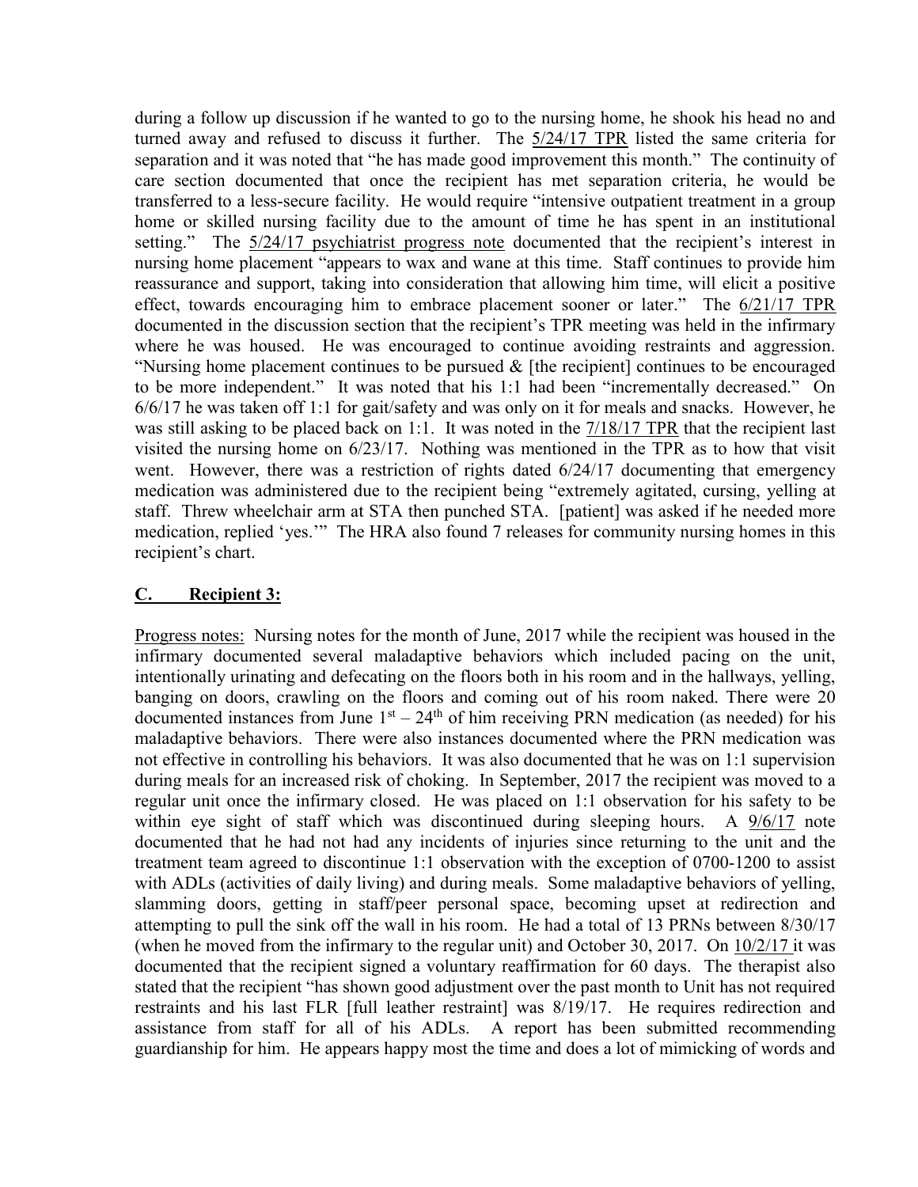during a follow up discussion if he wanted to go to the nursing home, he shook his head no and turned away and refused to discuss it further. The 5/24/17 TPR listed the same criteria for separation and it was noted that "he has made good improvement this month." The continuity of care section documented that once the recipient has met separation criteria, he would be transferred to a less-secure facility. He would require "intensive outpatient treatment in a group home or skilled nursing facility due to the amount of time he has spent in an institutional setting." The 5/24/17 psychiatrist progress note documented that the recipient's interest in nursing home placement "appears to wax and wane at this time. Staff continues to provide him reassurance and support, taking into consideration that allowing him time, will elicit a positive effect, towards encouraging him to embrace placement sooner or later." The 6/21/17 TPR documented in the discussion section that the recipient's TPR meeting was held in the infirmary where he was housed. He was encouraged to continue avoiding restraints and aggression. "Nursing home placement continues to be pursued & [the recipient] continues to be encouraged to be more independent." It was noted that his 1:1 had been "incrementally decreased." On 6/6/17 he was taken off 1:1 for gait/safety and was only on it for meals and snacks. However, he was still asking to be placed back on 1:1. It was noted in the 7/18/17 TPR that the recipient last visited the nursing home on 6/23/17. Nothing was mentioned in the TPR as to how that visit went. However, there was a restriction of rights dated 6/24/17 documenting that emergency medication was administered due to the recipient being "extremely agitated, cursing, yelling at staff. Threw wheelchair arm at STA then punched STA. [patient] was asked if he needed more medication, replied 'yes.'" The HRA also found 7 releases for community nursing homes in this recipient's chart.

## C. Recipient 3:

Progress notes: Nursing notes for the month of June, 2017 while the recipient was housed in the infirmary documented several maladaptive behaviors which included pacing on the unit, intentionally urinating and defecating on the floors both in his room and in the hallways, yelling, banging on doors, crawling on the floors and coming out of his room naked. There were 20 documented instances from June 1st – 24th of him receiving PRN medication (as needed) for his maladaptive behaviors. There were also instances documented where the PRN medication was not effective in controlling his behaviors. It was also documented that he was on 1:1 supervision during meals for an increased risk of choking. In September, 2017 the recipient was moved to a regular unit once the infirmary closed. He was placed on 1:1 observation for his safety to be within eye sight of staff which was discontinued during sleeping hours. A 9/6/17 note documented that he had not had any incidents of injuries since returning to the unit and the treatment team agreed to discontinue 1:1 observation with the exception of 0700-1200 to assist with ADLs (activities of daily living) and during meals. Some maladaptive behaviors of yelling, slamming doors, getting in staff/peer personal space, becoming upset at redirection and attempting to pull the sink off the wall in his room. He had a total of 13 PRNs between 8/30/17 (when he moved from the infirmary to the regular unit) and October 30, 2017. On 10/2/17 it was documented that the recipient signed a voluntary reaffirmation for 60 days. The therapist also stated that the recipient "has shown good adjustment over the past month to Unit has not required restraints and his last FLR [full leather restraint] was 8/19/17. He requires redirection and assistance from staff for all of his ADLs. A report has been submitted recommending guardianship for him. He appears happy most the time and does a lot of mimicking of words and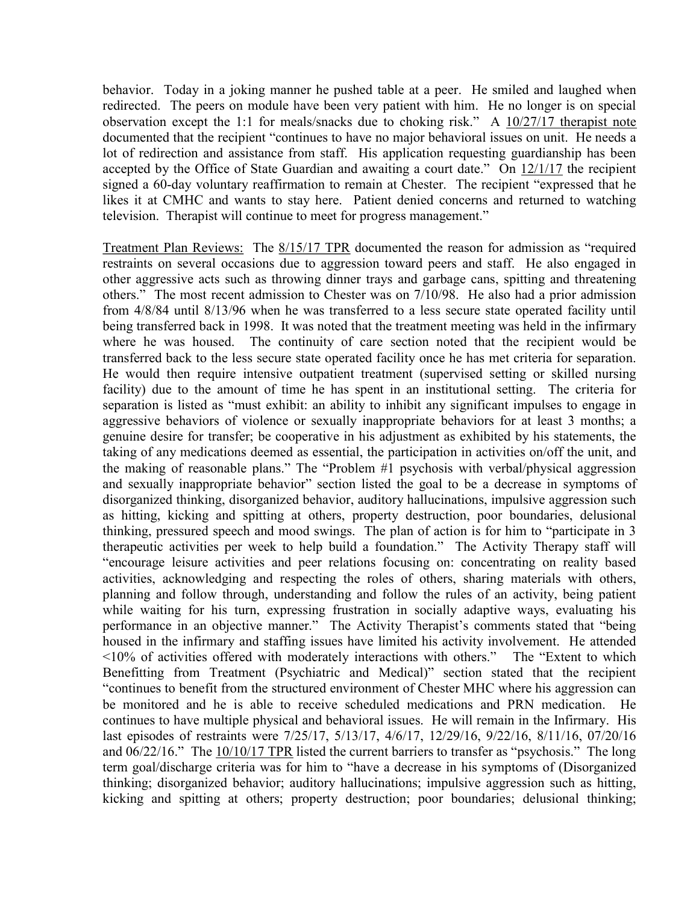behavior. Today in a joking manner he pushed table at a peer. He smiled and laughed when redirected. The peers on module have been very patient with him. He no longer is on special observation except the 1:1 for meals/snacks due to choking risk." A 10/27/17 therapist note documented that the recipient "continues to have no major behavioral issues on unit. He needs a lot of redirection and assistance from staff. His application requesting guardianship has been accepted by the Office of State Guardian and awaiting a court date." On 12/1/17 the recipient signed a 60-day voluntary reaffirmation to remain at Chester. The recipient "expressed that he likes it at CMHC and wants to stay here. Patient denied concerns and returned to watching television. Therapist will continue to meet for progress management."

Treatment Plan Reviews: The 8/15/17 TPR documented the reason for admission as "required restraints on several occasions due to aggression toward peers and staff. He also engaged in other aggressive acts such as throwing dinner trays and garbage cans, spitting and threatening others." The most recent admission to Chester was on 7/10/98. He also had a prior admission from 4/8/84 until 8/13/96 when he was transferred to a less secure state operated facility until being transferred back in 1998. It was noted that the treatment meeting was held in the infirmary where he was housed. The continuity of care section noted that the recipient would be transferred back to the less secure state operated facility once he has met criteria for separation. He would then require intensive outpatient treatment (supervised setting or skilled nursing facility) due to the amount of time he has spent in an institutional setting. The criteria for separation is listed as "must exhibit: an ability to inhibit any significant impulses to engage in aggressive behaviors of violence or sexually inappropriate behaviors for at least 3 months; a genuine desire for transfer; be cooperative in his adjustment as exhibited by his statements, the taking of any medications deemed as essential, the participation in activities on/off the unit, and the making of reasonable plans." The "Problem #1 psychosis with verbal/physical aggression and sexually inappropriate behavior" section listed the goal to be a decrease in symptoms of disorganized thinking, disorganized behavior, auditory hallucinations, impulsive aggression such as hitting, kicking and spitting at others, property destruction, poor boundaries, delusional thinking, pressured speech and mood swings. The plan of action is for him to "participate in 3 therapeutic activities per week to help build a foundation." The Activity Therapy staff will "encourage leisure activities and peer relations focusing on: concentrating on reality based activities, acknowledging and respecting the roles of others, sharing materials with others, planning and follow through, understanding and follow the rules of an activity, being patient while waiting for his turn, expressing frustration in socially adaptive ways, evaluating his performance in an objective manner." The Activity Therapist's comments stated that "being housed in the infirmary and staffing issues have limited his activity involvement. He attended <10% of activities offered with moderately interactions with others." The "Extent to which Benefitting from Treatment (Psychiatric and Medical)" section stated that the recipient "continues to benefit from the structured environment of Chester MHC where his aggression can be monitored and he is able to receive scheduled medications and PRN medication. He continues to have multiple physical and behavioral issues. He will remain in the Infirmary. His last episodes of restraints were 7/25/17, 5/13/17, 4/6/17, 12/29/16, 9/22/16, 8/11/16, 07/20/16 and 06/22/16." The 10/10/17 TPR listed the current barriers to transfer as "psychosis." The long term goal/discharge criteria was for him to "have a decrease in his symptoms of (Disorganized thinking; disorganized behavior; auditory hallucinations; impulsive aggression such as hitting, kicking and spitting at others; property destruction; poor boundaries; delusional thinking;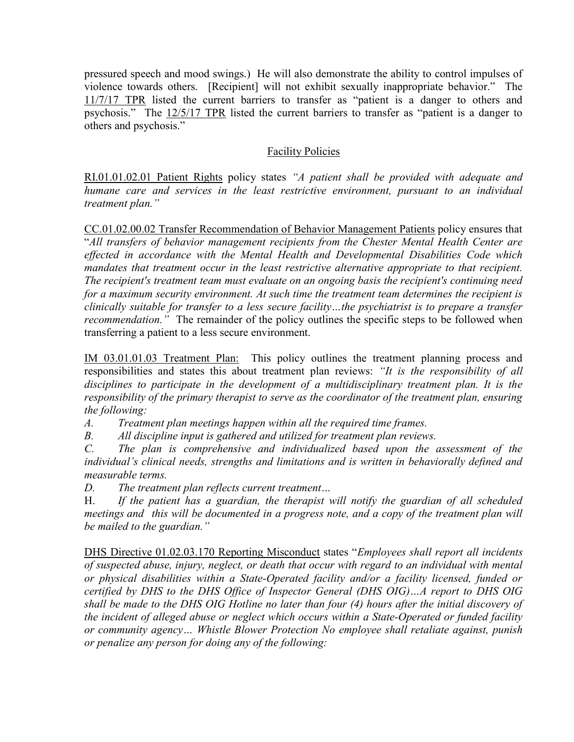pressured speech and mood swings.) He will also demonstrate the ability to control impulses of violence towards others. [Recipient] will not exhibit sexually inappropriate behavior." The 11/7/17 TPR listed the current barriers to transfer as "patient is a danger to others and psychosis." The 12/5/17 TPR listed the current barriers to transfer as "patient is a danger to others and psychosis."

## Facility Policies

RI.01.01.02.01 Patient Rights policy states *"A patient shall be provided with adequate and humane care and services in the least restrictive environment, pursuant to an individual treatment plan."*

CC.01.02.00.02 Transfer Recommendation of Behavior Management Patients policy ensures that "*All transfers of behavior management recipients from the Chester Mental Health Center are effected in accordance with the Mental Health and Developmental Disabilities Code which mandates that treatment occur in the least restrictive alternative appropriate to that recipient. The recipient's treatment team must evaluate on an ongoing basis the recipient's continuing need for a maximum security environment. At such time the treatment team determines the recipient is clinically suitable for transfer to a less secure facility…the psychiatrist is to prepare a transfer recommendation."* The remainder of the policy outlines the specific steps to be followed when transferring a patient to a less secure environment.

IM 03.01.01.03 Treatment Plan: This policy outlines the treatment planning process and responsibilities and states this about treatment plan reviews: *"It is the responsibility of all disciplines to participate in the development of a multidisciplinary treatment plan. It is the responsibility of the primary therapist to serve as the coordinator of the treatment plan, ensuring the following:*

*A. Treatment plan meetings happen within all the required time frames.*

*B. All discipline input is gathered and utilized for treatment plan reviews.*

*C. The plan is comprehensive and individualized based upon the assessment of the individual's clinical needs, strengths and limitations and is written in behaviorally defined and measurable terms.*

*D. The treatment plan reflects current treatment…*

H. *If the patient has a guardian, the therapist will notify the guardian of all scheduled meetings and this will be documented in a progress note, and a copy of the treatment plan will be mailed to the guardian."*

DHS Directive 01.02.03.170 Reporting Misconduct states "*Employees shall report all incidents of suspected abuse, injury, neglect, or death that occur with regard to an individual with mental or physical disabilities within a State-Operated facility and/or a facility licensed, funded or certified by DHS to the DHS Office of Inspector General (DHS OIG)…A report to DHS OIG shall be made to the DHS OIG Hotline no later than four (4) hours after the initial discovery of the incident of alleged abuse or neglect which occurs within a State-Operated or funded facility or community agency… Whistle Blower Protection No employee shall retaliate against, punish or penalize any person for doing any of the following:*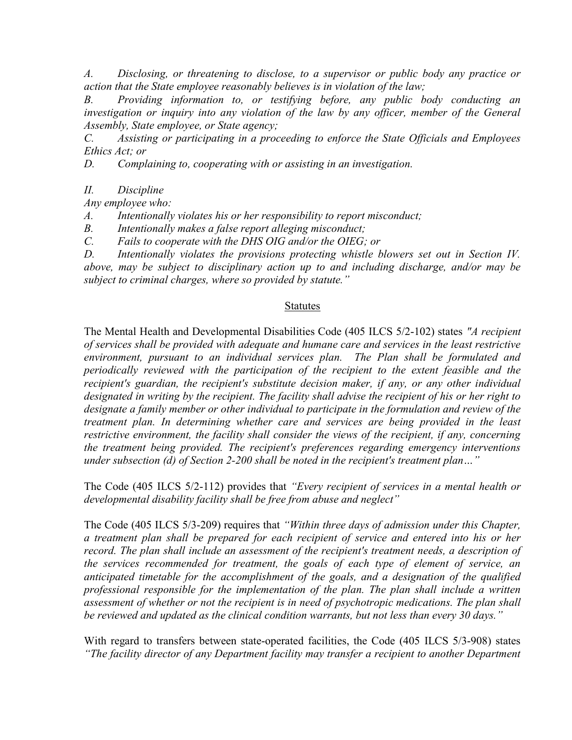*A. Disclosing, or threatening to disclose, to a supervisor or public body any practice or action that the State employee reasonably believes is in violation of the law;*

*B. Providing information to, or testifying before, any public body conducting an investigation or inquiry into any violation of the law by any officer, member of the General Assembly, State employee, or State agency;*

*C. Assisting or participating in a proceeding to enforce the State Officials and Employees Ethics Act; or*

*D. Complaining to, cooperating with or assisting in an investigation.*

*II. Discipline*

*Any employee who:*

*A. Intentionally violates his or her responsibility to report misconduct;*

*B. Intentionally makes a false report alleging misconduct;*

*C. Fails to cooperate with the DHS OIG and/or the OIEG; or*

*D. Intentionally violates the provisions protecting whistle blowers set out in Section IV. above, may be subject to disciplinary action up to and including discharge, and/or may be subject to criminal charges, where so provided by statute."*

## Statutes

The Mental Health and Developmental Disabilities Code (405 ILCS 5/2-102) states *"A recipient of services shall be provided with adequate and humane care and services in the least restrictive environment, pursuant to an individual services plan. The Plan shall be formulated and periodically reviewed with the participation of the recipient to the extent feasible and the recipient's guardian, the recipient's substitute decision maker, if any, or any other individual designated in writing by the recipient. The facility shall advise the recipient of his or her right to designate a family member or other individual to participate in the formulation and review of the treatment plan. In determining whether care and services are being provided in the least restrictive environment, the facility shall consider the views of the recipient, if any, concerning the treatment being provided. The recipient's preferences regarding emergency interventions under subsection (d) of Section 2-200 shall be noted in the recipient's treatment plan…"*

The Code (405 ILCS 5/2-112) provides that *"Every recipient of services in a mental health or developmental disability facility shall be free from abuse and neglect"*

The Code (405 ILCS 5/3-209) requires that *"Within three days of admission under this Chapter, a treatment plan shall be prepared for each recipient of service and entered into his or her record. The plan shall include an assessment of the recipient's treatment needs, a description of the services recommended for treatment, the goals of each type of element of service, an anticipated timetable for the accomplishment of the goals, and a designation of the qualified professional responsible for the implementation of the plan. The plan shall include a written assessment of whether or not the recipient is in need of psychotropic medications. The plan shall be reviewed and updated as the clinical condition warrants, but not less than every 30 days."*

With regard to transfers between state-operated facilities, the Code (405 ILCS 5/3-908) states *"The facility director of any Department facility may transfer a recipient to another Department*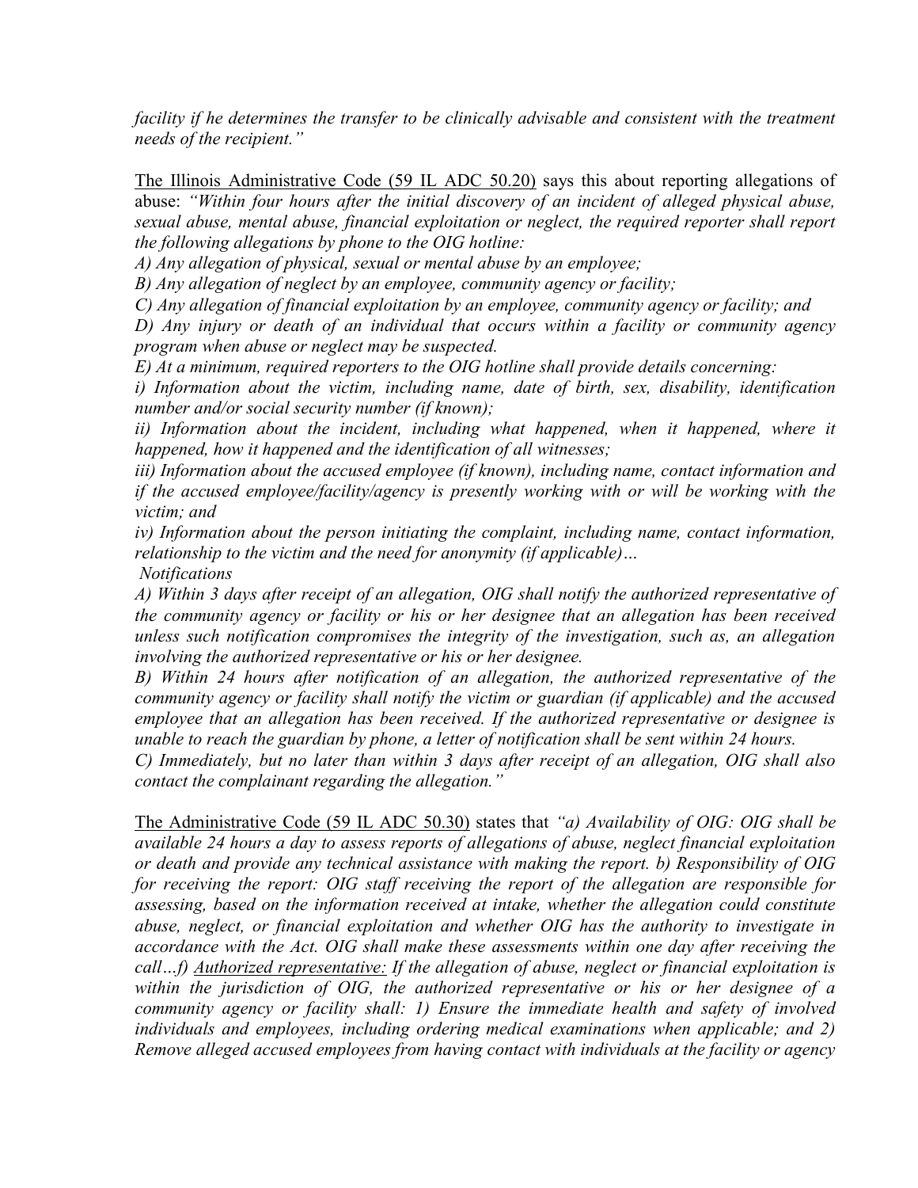*facility if he determines the transfer to be clinically advisable and consistent with the treatment needs of the recipient."*

<u>The Illinois Administrative Code (59 IL ADC 50.20)</u> says this about reporting allegations of abuse: *"Within four hours after the initial discovery of an incident of alleged physical abuse, sexual abuse, mental abuse, financial exploitation or neglect, the required reporter shall report the following allegations by phone to the OIG hotline:*

*A) Any allegation of physical, sexual or mental abuse by an employee;*

*B) Any allegation of neglect by an employee, community agency or facility;*

*C) Any allegation of financial exploitation by an employee, community agency or facility; and*

*D) Any injury or death of an individual that occurs within a facility or community agency program when abuse or neglect may be suspected.*

*E) At a minimum, required reporters to the OIG hotline shall provide details concerning:*

*i) Information about the victim, including name, date of birth, sex, disability, identification number and/or social security number (if known);*

*ii) Information about the incident, including what happened, when it happened, where it happened, how it happened and the identification of all witnesses;*

*iii) Information about the accused employee (if known), including name, contact information and if the accused employee/facility/agency is presently working with or will be working with the victim; and*

*iv) Information about the person initiating the complaint, including name, contact information, relationship to the victim and the need for anonymity (if applicable)…*

*Notifications*

*A) Within 3 days after receipt of an allegation, OIG shall notify the authorized representative of the community agency or facility or his or her designee that an allegation has been received unless such notification compromises the integrity of the investigation, such as, an allegation involving the authorized representative or his or her designee.*

*B) Within 24 hours after notification of an allegation, the authorized representative of the community agency or facility shall notify the victim or guardian (if applicable) and the accused employee that an allegation has been received. If the authorized representative or designee is unable to reach the guardian by phone, a letter of notification shall be sent within 24 hours.*

*C) Immediately, but no later than within 3 days after receipt of an allegation, OIG shall also contact the complainant regarding the allegation."*

<u>The Administrative Code (59 IL ADC 50.30)</u> states that *"a) Availability of OIG: OIG shall be available 24 hours a day to assess reports of allegations of abuse, neglect financial exploitation or death and provide any technical assistance with making the report. b) Responsibility of OIG for receiving the report: OIG staff receiving the report of the allegation are responsible for assessing, based on the information received at intake, whether the allegation could constitute abuse, neglect, or financial exploitation and whether OIG has the authority to investigate in accordance with the Act. OIG shall make these assessments within one day after receiving the call…f) <u>Authorized representative:</u> If the allegation of abuse, neglect or financial exploitation is within the jurisdiction of OIG, the authorized representative or his or her designee of a community agency or facility shall: 1) Ensure the immediate health and safety of involved individuals and employees, including ordering medical examinations when applicable; and 2) Remove alleged accused employees from having contact with individuals at the facility or agency*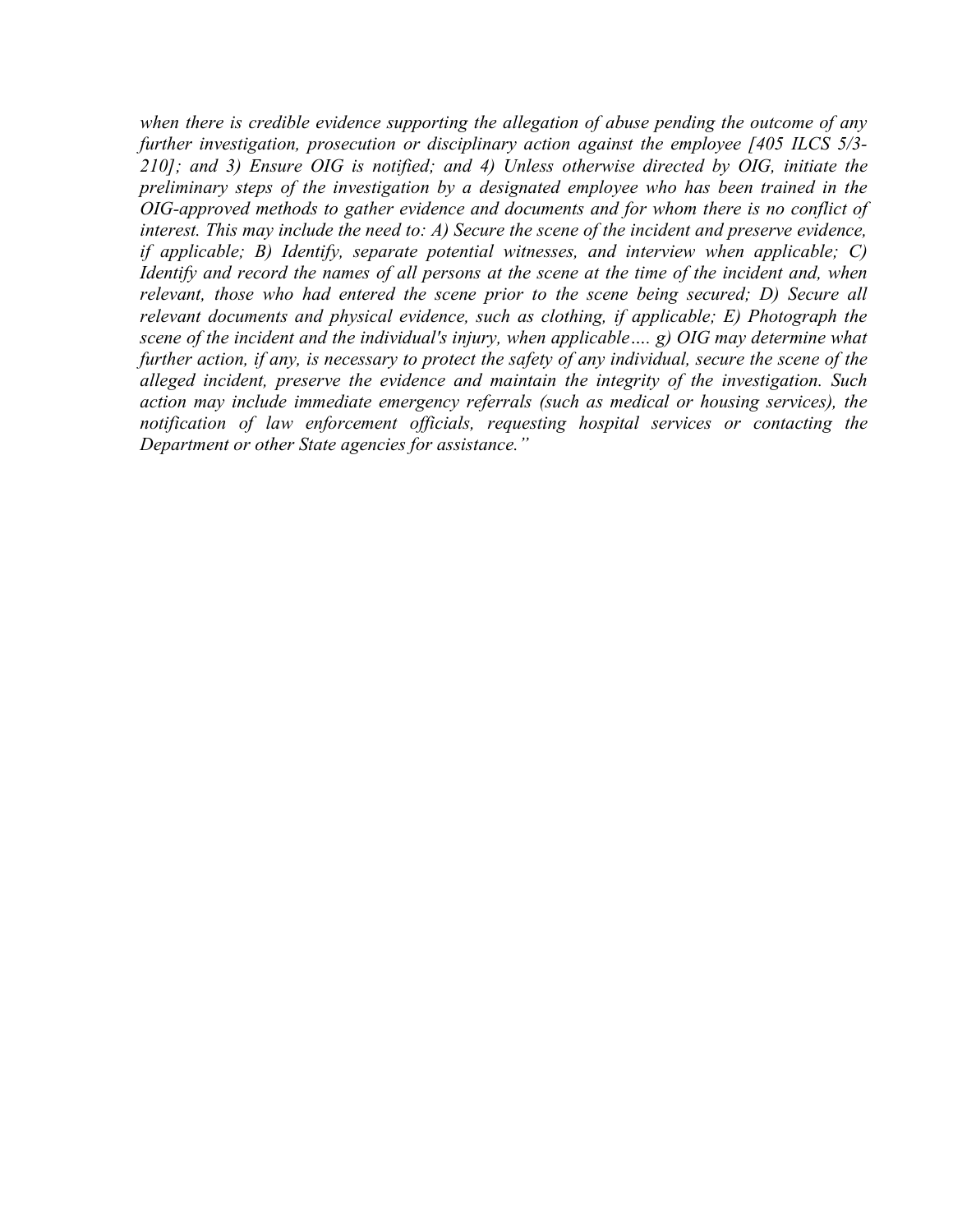*when there is credible evidence supporting the allegation of abuse pending the outcome of any further investigation, prosecution or disciplinary action against the employee [405 ILCS 5/3-210]; and 3) Ensure OIG is notified; and 4) Unless otherwise directed by OIG, initiate the preliminary steps of the investigation by a designated employee who has been trained in the OIG-approved methods to gather evidence and documents and for whom there is no conflict of interest. This may include the need to: A) Secure the scene of the incident and preserve evidence, if applicable; B) Identify, separate potential witnesses, and interview when applicable; C) Identify and record the names of all persons at the scene at the time of the incident and, when relevant, those who had entered the scene prior to the scene being secured; D) Secure all relevant documents and physical evidence, such as clothing, if applicable; E) Photograph the scene of the incident and the individual's injury, when applicable…. g) OIG may determine what further action, if any, is necessary to protect the safety of any individual, secure the scene of the alleged incident, preserve the evidence and maintain the integrity of the investigation. Such action may include immediate emergency referrals (such as medical or housing services), the notification of law enforcement officials, requesting hospital services or contacting the Department or other State agencies for assistance."*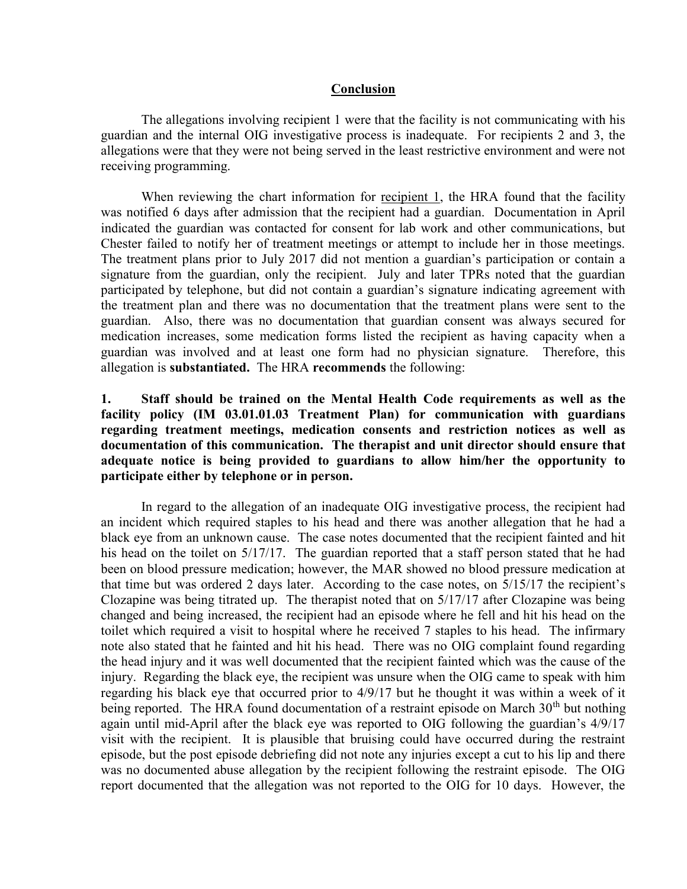## Conclusion

The allegations involving recipient 1 were that the facility is not communicating with his guardian and the internal OIG investigative process is inadequate. For recipients 2 and 3, the allegations were that they were not being served in the least restrictive environment and were not receiving programming.

When reviewing the chart information for recipient 1, the HRA found that the facility was notified 6 days after admission that the recipient had a guardian. Documentation in April indicated the guardian was contacted for consent for lab work and other communications, but Chester failed to notify her of treatment meetings or attempt to include her in those meetings. The treatment plans prior to July 2017 did not mention a guardian's participation or contain a signature from the guardian, only the recipient. July and later TPRs noted that the guardian participated by telephone, but did not contain a guardian's signature indicating agreement with the treatment plan and there was no documentation that the treatment plans were sent to the guardian. Also, there was no documentation that guardian consent was always secured for medication increases, some medication forms listed the recipient as having capacity when a guardian was involved and at least one form had no physician signature. Therefore, this allegation is **substantiated.** The HRA **recommends** the following:

**1. Staff should be trained on the Mental Health Code requirements as well as the facility policy (IM 03.01.01.03 Treatment Plan) for communication with guardians regarding treatment meetings, medication consents and restriction notices as well as documentation of this communication. The therapist and unit director should ensure that adequate notice is being provided to guardians to allow him/her the opportunity to participate either by telephone or in person.**

In regard to the allegation of an inadequate OIG investigative process, the recipient had an incident which required staples to his head and there was another allegation that he had a black eye from an unknown cause. The case notes documented that the recipient fainted and hit his head on the toilet on 5/17/17. The guardian reported that a staff person stated that he had been on blood pressure medication; however, the MAR showed no blood pressure medication at that time but was ordered 2 days later. According to the case notes, on 5/15/17 the recipient's Clozapine was being titrated up. The therapist noted that on 5/17/17 after Clozapine was being changed and being increased, the recipient had an episode where he fell and hit his head on the toilet which required a visit to hospital where he received 7 staples to his head. The infirmary note also stated that he fainted and hit his head. There was no OIG complaint found regarding the head injury and it was well documented that the recipient fainted which was the cause of the injury. Regarding the black eye, the recipient was unsure when the OIG came to speak with him regarding his black eye that occurred prior to 4/9/17 but he thought it was within a week of it being reported. The HRA found documentation of a restraint episode on March 30th but nothing again until mid-April after the black eye was reported to OIG following the guardian's 4/9/17 visit with the recipient. It is plausible that bruising could have occurred during the restraint episode, but the post episode debriefing did not note any injuries except a cut to his lip and there was no documented abuse allegation by the recipient following the restraint episode. The OIG report documented that the allegation was not reported to the OIG for 10 days. However, the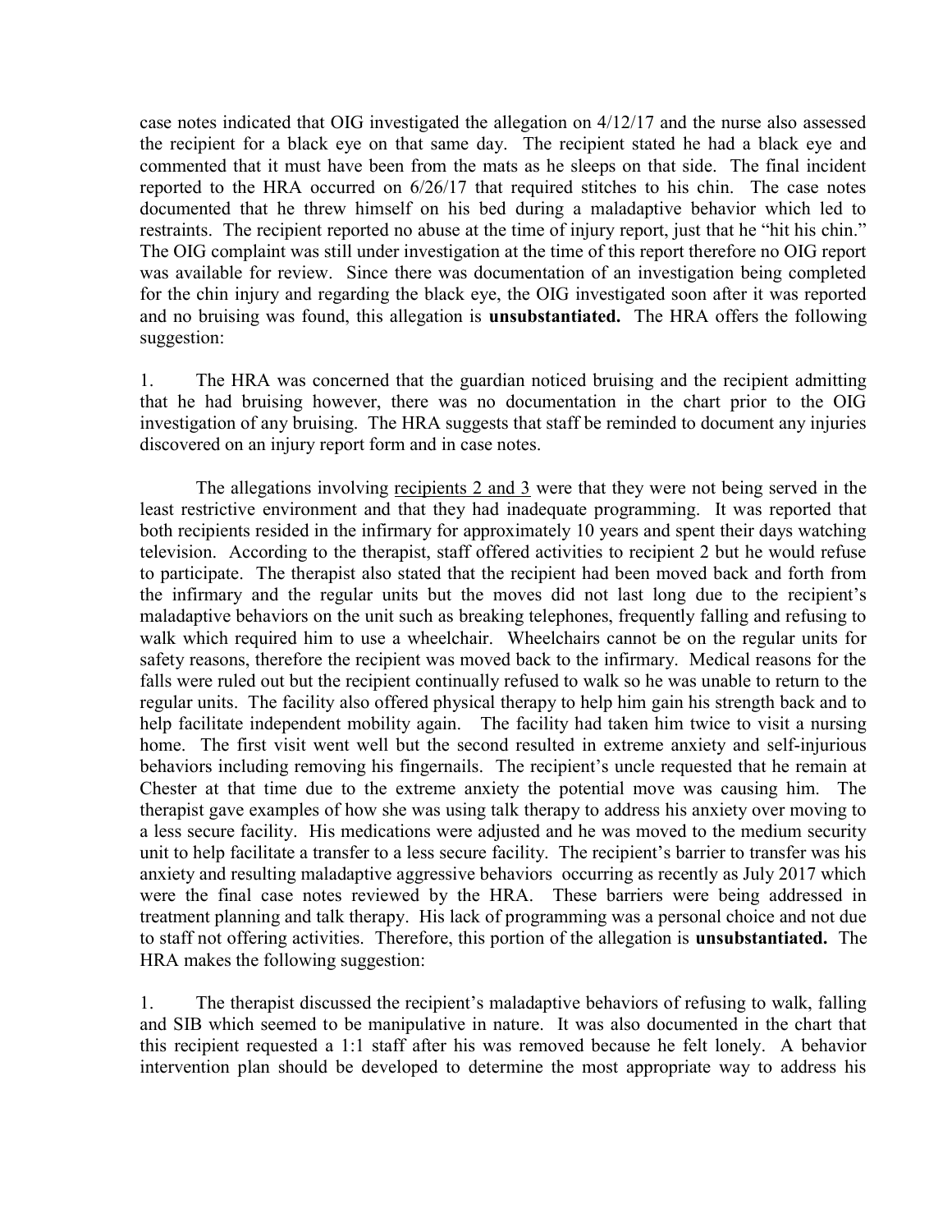case notes indicated that OIG investigated the allegation on 4/12/17 and the nurse also assessed the recipient for a black eye on that same day. The recipient stated he had a black eye and commented that it must have been from the mats as he sleeps on that side. The final incident reported to the HRA occurred on 6/26/17 that required stitches to his chin. The case notes documented that he threw himself on his bed during a maladaptive behavior which led to restraints. The recipient reported no abuse at the time of injury report, just that he "hit his chin." The OIG complaint was still under investigation at the time of this report therefore no OIG report was available for review. Since there was documentation of an investigation being completed for the chin injury and regarding the black eye, the OIG investigated soon after it was reported and no bruising was found, this allegation is **unsubstantiated.** The HRA offers the following suggestion:

1. The HRA was concerned that the guardian noticed bruising and the recipient admitting that he had bruising however, there was no documentation in the chart prior to the OIG investigation of any bruising. The HRA suggests that staff be reminded to document any injuries discovered on an injury report form and in case notes.

The allegations involving recipients 2 and 3 were that they were not being served in the least restrictive environment and that they had inadequate programming. It was reported that both recipients resided in the infirmary for approximately 10 years and spent their days watching television. According to the therapist, staff offered activities to recipient 2 but he would refuse to participate. The therapist also stated that the recipient had been moved back and forth from the infirmary and the regular units but the moves did not last long due to the recipient's maladaptive behaviors on the unit such as breaking telephones, frequently falling and refusing to walk which required him to use a wheelchair. Wheelchairs cannot be on the regular units for safety reasons, therefore the recipient was moved back to the infirmary. Medical reasons for the falls were ruled out but the recipient continually refused to walk so he was unable to return to the regular units. The facility also offered physical therapy to help him gain his strength back and to help facilitate independent mobility again. The facility had taken him twice to visit a nursing home. The first visit went well but the second resulted in extreme anxiety and self-injurious behaviors including removing his fingernails. The recipient's uncle requested that he remain at Chester at that time due to the extreme anxiety the potential move was causing him. The therapist gave examples of how she was using talk therapy to address his anxiety over moving to a less secure facility. His medications were adjusted and he was moved to the medium security unit to help facilitate a transfer to a less secure facility. The recipient's barrier to transfer was his anxiety and resulting maladaptive aggressive behaviors occurring as recently as July 2017 which were the final case notes reviewed by the HRA. These barriers were being addressed in treatment planning and talk therapy. His lack of programming was a personal choice and not due to staff not offering activities. Therefore, this portion of the allegation is **unsubstantiated.** The HRA makes the following suggestion:

1. The therapist discussed the recipient's maladaptive behaviors of refusing to walk, falling and SIB which seemed to be manipulative in nature. It was also documented in the chart that this recipient requested a 1:1 staff after his was removed because he felt lonely. A behavior intervention plan should be developed to determine the most appropriate way to address his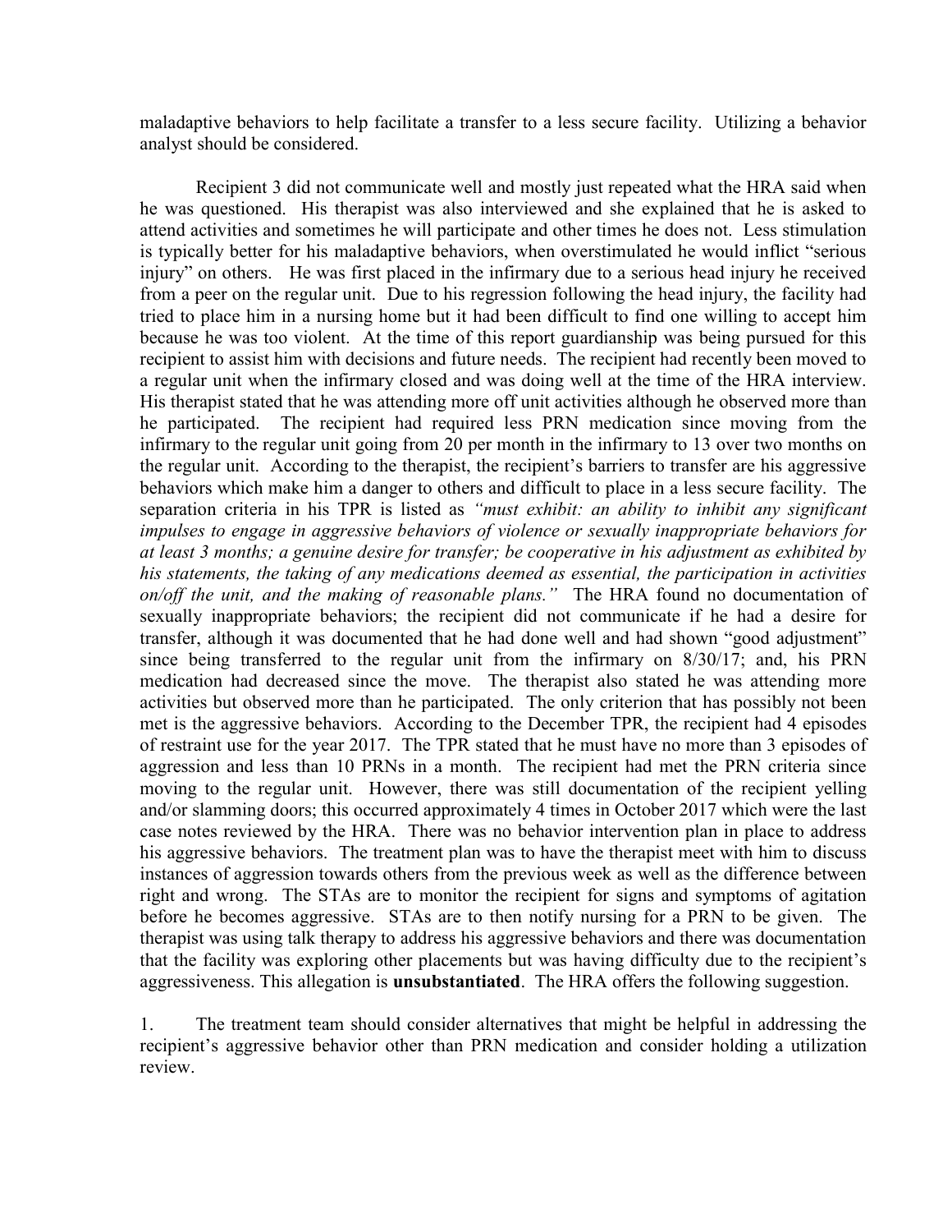maladaptive behaviors to help facilitate a transfer to a less secure facility. Utilizing a behavior analyst should be considered.

Recipient 3 did not communicate well and mostly just repeated what the HRA said when he was questioned. His therapist was also interviewed and she explained that he is asked to attend activities and sometimes he will participate and other times he does not. Less stimulation is typically better for his maladaptive behaviors, when overstimulated he would inflict "serious injury" on others. He was first placed in the infirmary due to a serious head injury he received from a peer on the regular unit. Due to his regression following the head injury, the facility had tried to place him in a nursing home but it had been difficult to find one willing to accept him because he was too violent. At the time of this report guardianship was being pursued for this recipient to assist him with decisions and future needs. The recipient had recently been moved to a regular unit when the infirmary closed and was doing well at the time of the HRA interview. His therapist stated that he was attending more off unit activities although he observed more than he participated. The recipient had required less PRN medication since moving from the infirmary to the regular unit going from 20 per month in the infirmary to 13 over two months on the regular unit. According to the therapist, the recipient's barriers to transfer are his aggressive behaviors which make him a danger to others and difficult to place in a less secure facility. The separation criteria in his TPR is listed as *"must exhibit: an ability to inhibit any significant impulses to engage in aggressive behaviors of violence or sexually inappropriate behaviors for at least 3 months; a genuine desire for transfer; be cooperative in his adjustment as exhibited by his statements, the taking of any medications deemed as essential, the participation in activities on/off the unit, and the making of reasonable plans."* The HRA found no documentation of sexually inappropriate behaviors; the recipient did not communicate if he had a desire for transfer, although it was documented that he had done well and had shown "good adjustment" since being transferred to the regular unit from the infirmary on 8/30/17; and, his PRN medication had decreased since the move. The therapist also stated he was attending more activities but observed more than he participated. The only criterion that has possibly not been met is the aggressive behaviors. According to the December TPR, the recipient had 4 episodes of restraint use for the year 2017. The TPR stated that he must have no more than 3 episodes of aggression and less than 10 PRNs in a month. The recipient had met the PRN criteria since moving to the regular unit. However, there was still documentation of the recipient yelling and/or slamming doors; this occurred approximately 4 times in October 2017 which were the last case notes reviewed by the HRA. There was no behavior intervention plan in place to address his aggressive behaviors. The treatment plan was to have the therapist meet with him to discuss instances of aggression towards others from the previous week as well as the difference between right and wrong. The STAs are to monitor the recipient for signs and symptoms of agitation before he becomes aggressive. STAs are to then notify nursing for a PRN to be given. The therapist was using talk therapy to address his aggressive behaviors and there was documentation that the facility was exploring other placements but was having difficulty due to the recipient's aggressiveness. This allegation is **unsubstantiated**. The HRA offers the following suggestion.

1. The treatment team should consider alternatives that might be helpful in addressing the recipient's aggressive behavior other than PRN medication and consider holding a utilization review.